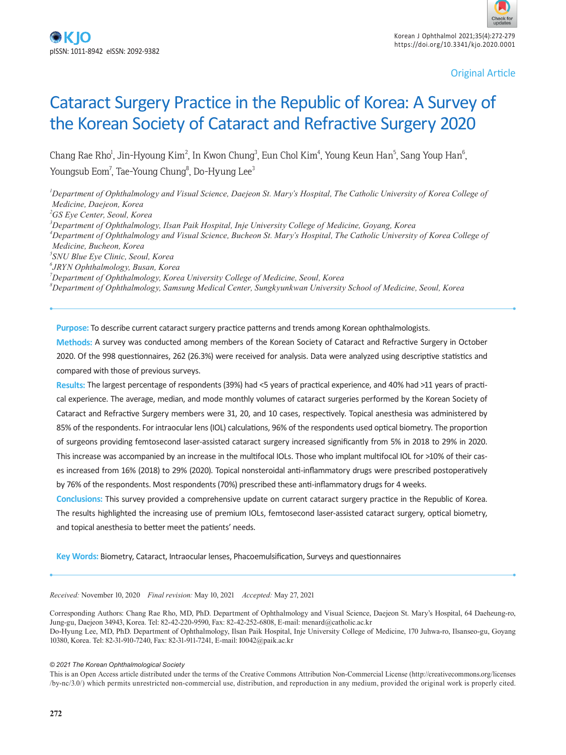Original Article

# Cataract Surgery Practice in the Republic of Korea: A Survey of the Korean Society of Cataract and Refractive Surgery 2020

Chang Rae Rho[1], Jin-Hyoung Kim[2], In Kwon Chung[3], Eun Chol Kim[4], Young Keun Han[5], Sang Youp Han[6], Youngsub Eom[7], Tae-Young Chung[8], Do-Hyung Lee[3]

[1]*Department of Ophthalmology and Visual Science, Daejeon St. Mary's Hospital, The Catholic University of Korea College of Medicine, Daejeon, Korea*
[2]*GS Eye Center, Seoul, Korea*
[3]*Department of Ophthalmology, Ilsan Paik Hospital, Inje University College of Medicine, Goyang, Korea*
[4]*Department of Ophthalmology and Visual Science, Bucheon St. Mary's Hospital, The Catholic University of Korea College of Medicine, Bucheon, Korea*
[5]*SNU Blue Eye Clinic, Seoul, Korea*
[6]*JRYN Ophthalmology, Busan, Korea*
[7]*Department of Ophthalmology, Korea University College of Medicine, Seoul, Korea*
[8]*Department of Ophthalmology, Samsung Medical Center, Sungkyunkwan University School of Medicine, Seoul, Korea*

**Purpose:** To describe current cataract surgery practice patterns and trends among Korean ophthalmologists.

**Methods:** A survey was conducted among members of the Korean Society of Cataract and Refractive Surgery in October 2020. Of the 998 questionnaires, 262 (26.3%) were received for analysis. Data were analyzed using descriptive statistics and compared with those of previous surveys.

**Results:** The largest percentage of respondents (39%) had <5 years of practical experience, and 40% had >11 years of practical experience. The average, median, and mode monthly volumes of cataract surgeries performed by the Korean Society of Cataract and Refractive Surgery members were 31, 20, and 10 cases, respectively. Topical anesthesia was administered by 85% of the respondents. For intraocular lens (IOL) calculations, 96% of the respondents used optical biometry. The proportion of surgeons providing femtosecond laser-assisted cataract surgery increased significantly from 5% in 2018 to 29% in 2020. This increase was accompanied by an increase in the multifocal IOLs. Those who implant multifocal IOL for >10% of their cases increased from 16% (2018) to 29% (2020). Topical nonsteroidal anti-inflammatory drugs were prescribed postoperatively by 76% of the respondents. Most respondents (70%) prescribed these anti-inflammatory drugs for 4 weeks.

**Conclusions:** This survey provided a comprehensive update on current cataract surgery practice in the Republic of Korea. The results highlighted the increasing use of premium IOLs, femtosecond laser-assisted cataract surgery, optical biometry, and topical anesthesia to better meet the patients' needs.

**Key Words:** Biometry, Cataract, Intraocular lenses, Phacoemulsification, Surveys and questionnaires

*Received:* November 10, 2020 *Final revision:* May 10, 2021 *Accepted:* May 27, 2021

Corresponding Authors: Chang Rae Rho, MD, PhD. Department of Ophthalmology and Visual Science, Daejeon St. Mary's Hospital, 64 Daeheung-ro, Jung-gu, Daejeon 34943, Korea. Tel: 82-42-220-9590, Fax: 82-42-252-6808, E-mail: menard@catholic.ac.kr
Do-Hyung Lee, MD, PhD. Department of Ophthalmology, Ilsan Paik Hospital, Inje University College of Medicine, 170 Juhwa-ro, Ilsanseo-gu, Goyang 10380, Korea. Tel: 82-31-910-7240, Fax: 82-31-911-7241, E-mail: I0042@paik.ac.kr

*© 2021 The Korean Ophthalmological Society*

This is an Open Access article distributed under the terms of the Creative Commons Attribution Non-Commercial License (http://creativecommons.org/licenses/by-nc/3.0/) which permits unrestricted non-commercial use, distribution, and reproduction in any medium, provided the original work is properly cited.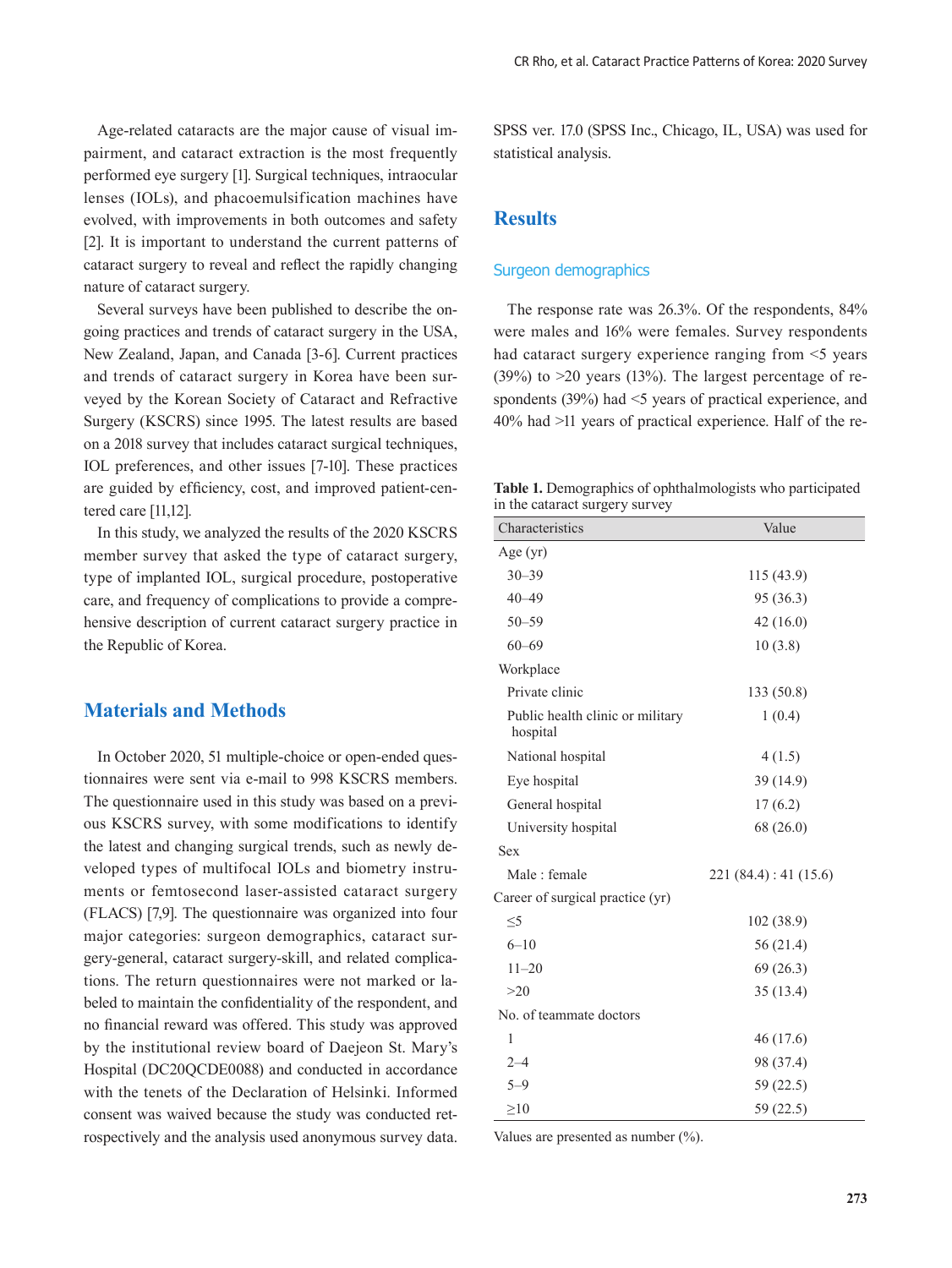Age-related cataracts are the major cause of visual impairment, and cataract extraction is the most frequently performed eye surgery [1]. Surgical techniques, intraocular lenses (IOLs), and phacoemulsification machines have evolved, with improvements in both outcomes and safety [2]. It is important to understand the current patterns of cataract surgery to reveal and reflect the rapidly changing nature of cataract surgery.

Several surveys have been published to describe the ongoing practices and trends of cataract surgery in the USA, New Zealand, Japan, and Canada [3-6]. Current practices and trends of cataract surgery in Korea have been surveyed by the Korean Society of Cataract and Refractive Surgery (KSCRS) since 1995. The latest results are based on a 2018 survey that includes cataract surgical techniques, IOL preferences, and other issues [7-10]. These practices are guided by efficiency, cost, and improved patient-centered care [11,12].

In this study, we analyzed the results of the 2020 KSCRS member survey that asked the type of cataract surgery, type of implanted IOL, surgical procedure, postoperative care, and frequency of complications to provide a comprehensive description of current cataract surgery practice in the Republic of Korea.

## Materials and Methods

In October 2020, 51 multiple-choice or open-ended questionnaires were sent via e-mail to 998 KSCRS members. The questionnaire used in this study was based on a previous KSCRS survey, with some modifications to identify the latest and changing surgical trends, such as newly developed types of multifocal IOLs and biometry instruments or femtosecond laser-assisted cataract surgery (FLACS) [7,9]. The questionnaire was organized into four major categories: surgeon demographics, cataract surgery-general, cataract surgery-skill, and related complications. The return questionnaires were not marked or labeled to maintain the confidentiality of the respondent, and no financial reward was offered. This study was approved by the institutional review board of Daejeon St. Mary's Hospital (DC20QCDE0088) and conducted in accordance with the tenets of the Declaration of Helsinki. Informed consent was waived because the study was conducted retrospectively and the analysis used anonymous survey data. SPSS ver. 17.0 (SPSS Inc., Chicago, IL, USA) was used for statistical analysis.

## Results

### Surgeon demographics

The response rate was 26.3%. Of the respondents, 84% were males and 16% were females. Survey respondents had cataract surgery experience ranging from <5 years (39%) to >20 years (13%). The largest percentage of respondents (39%) had <5 years of practical experience, and 40% had >11 years of practical experience. Half of the re-

**Table 1.** Demographics of ophthalmologists who participated in the cataract surgery survey

| Characteristics | Value |
|---|---|
| Age (yr) | |
| 30–39 | 115 (43.9) |
| 40–49 | 95 (36.3) |
| 50–59 | 42 (16.0) |
| 60–69 | 10 (3.8) |
| Workplace | |
| Private clinic | 133 (50.8) |
| Public health clinic or military hospital | 1 (0.4) |
| National hospital | 4 (1.5) |
| Eye hospital | 39 (14.9) |
| General hospital | 17 (6.2) |
| University hospital | 68 (26.0) |
| Sex | |
| Male : female | 221 (84.4) : 41 (15.6) |
| Career of surgical practice (yr) | |
| ≤5 | 102 (38.9) |
| 6–10 | 56 (21.4) |
| 11–20 | 69 (26.3) |
| >20 | 35 (13.4) |
| No. of teammate doctors | |
| 1 | 46 (17.6) |
| 2–4 | 98 (37.4) |
| 5–9 | 59 (22.5) |
| ≥10 | 59 (22.5) |

Values are presented as number (%).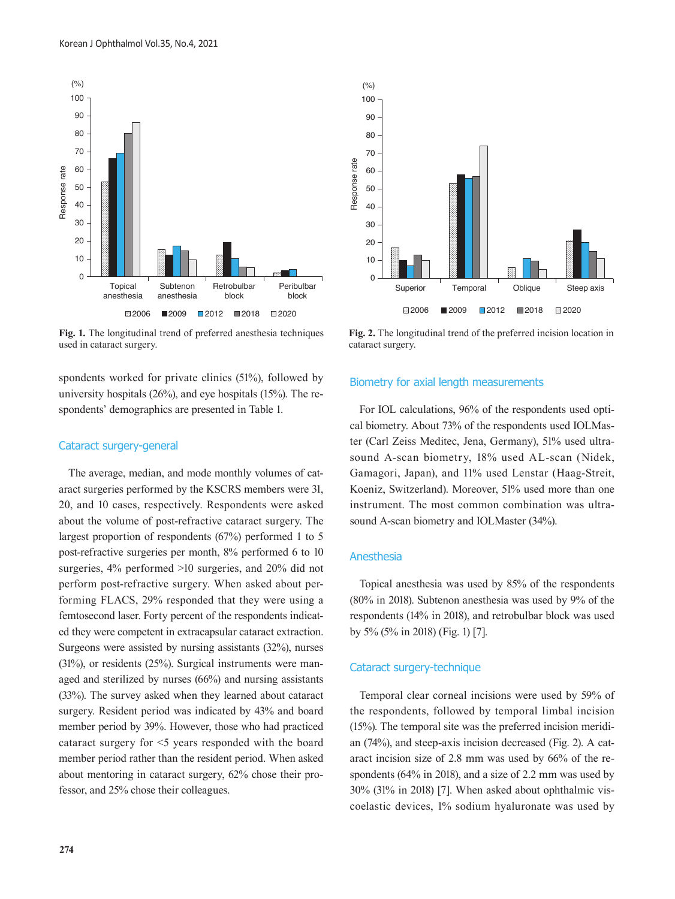Fig. 1. The longitudinal trend of preferred anesthesia techniques used in cataract surgery.

Fig. 2. The longitudinal trend of the preferred incision location in cataract surgery.

spondents worked for private clinics (51%), followed by university hospitals (26%), and eye hospitals (15%). The respondents' demographics are presented in Table 1.

## Cataract surgery-general

The average, median, and mode monthly volumes of cataract surgeries performed by the KSCRS members were 31, 20, and 10 cases, respectively. Respondents were asked about the volume of post-refractive cataract surgery. The largest proportion of respondents (67%) performed 1 to 5 post-refractive surgeries per month, 8% performed 6 to 10 surgeries, 4% performed >10 surgeries, and 20% did not perform post-refractive surgery. When asked about performing FLACS, 29% responded that they were using a femtosecond laser. Forty percent of the respondents indicated they were competent in extracapsular cataract extraction. Surgeons were assisted by nursing assistants (32%), nurses (31%), or residents (25%). Surgical instruments were managed and sterilized by nurses (66%) and nursing assistants (33%). The survey asked when they learned about cataract surgery. Resident period was indicated by 43% and board member period by 39%. However, those who had practiced cataract surgery for <5 years responded with the board member period rather than the resident period. When asked about mentoring in cataract surgery, 62% chose their professor, and 25% chose their colleagues.

## Biometry for axial length measurements

For IOL calculations, 96% of the respondents used optical biometry. About 73% of the respondents used IOLMaster (Carl Zeiss Meditec, Jena, Germany), 51% used ultrasound A-scan biometry, 18% used AL-scan (Nidek, Gamagori, Japan), and 11% used Lenstar (Haag-Streit, Koeniz, Switzerland). Moreover, 51% used more than one instrument. The most common combination was ultrasound A-scan biometry and IOLMaster (34%).

## Anesthesia

Topical anesthesia was used by 85% of the respondents (80% in 2018). Subtenon anesthesia was used by 9% of the respondents (14% in 2018), and retrobulbar block was used by 5% (5% in 2018) (Fig. 1) [7].

## Cataract surgery-technique

Temporal clear corneal incisions were used by 59% of the respondents, followed by temporal limbal incision (15%). The temporal site was the preferred incision meridian (74%), and steep-axis incision decreased (Fig. 2). A cataract incision size of 2.8 mm was used by 66% of the respondents (64% in 2018), and a size of 2.2 mm was used by 30% (31% in 2018) [7]. When asked about ophthalmic viscoelastic devices, 1% sodium hyaluronate was used by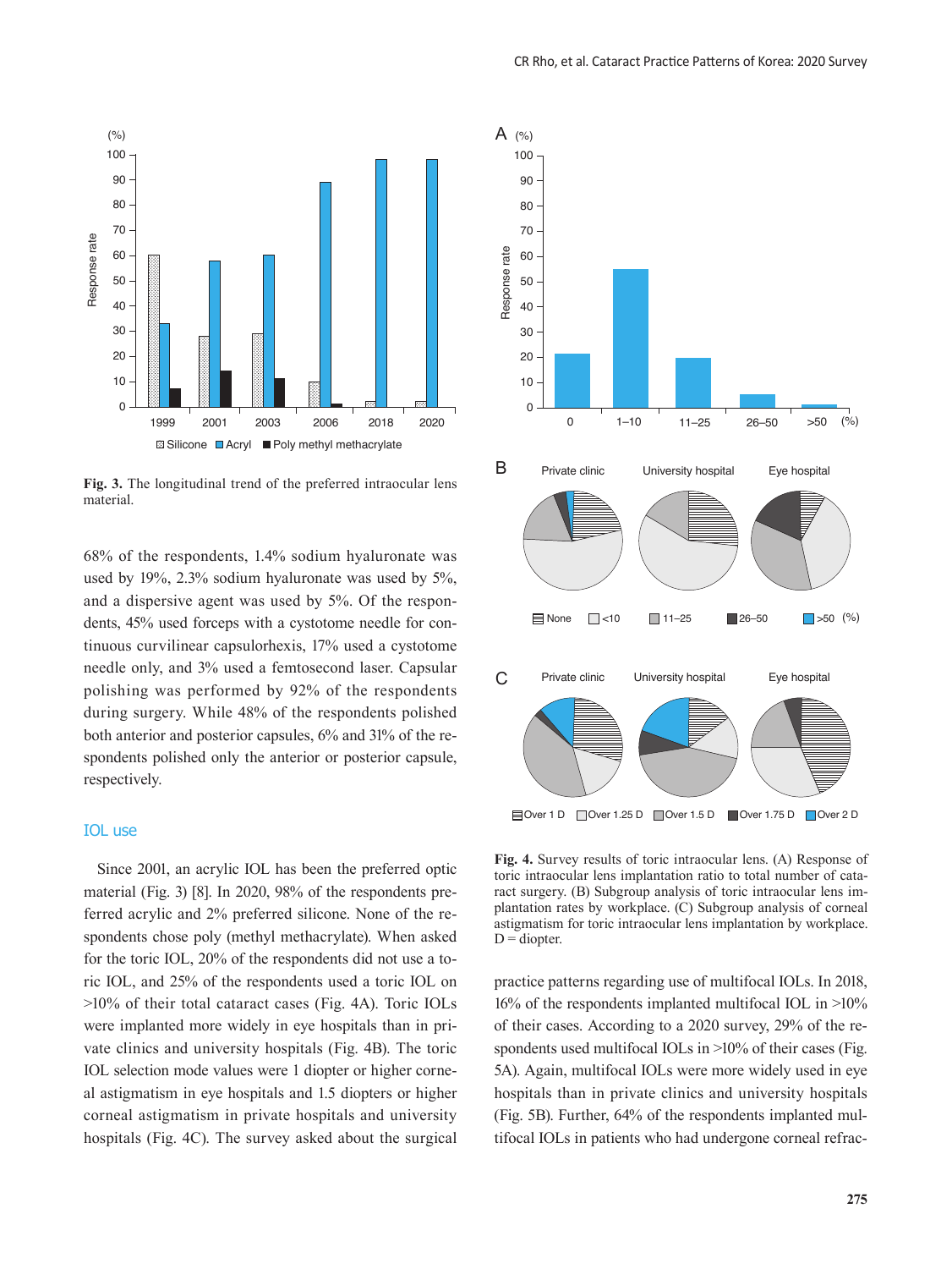Fig. 3. The longitudinal trend of the preferred intraocular lens material.

68% of the respondents, 1.4% sodium hyaluronate was used by 19%, 2.3% sodium hyaluronate was used by 5%, and a dispersive agent was used by 5%. Of the respondents, 45% used forceps with a cystotome needle for continuous curvilinear capsulorhexis, 17% used a cystotome needle only, and 3% used a femtosecond laser. Capsular polishing was performed by 92% of the respondents during surgery. While 48% of the respondents polished both anterior and posterior capsules, 6% and 31% of the respondents polished only the anterior or posterior capsule, respectively.

## IOL use

Since 2001, an acrylic IOL has been the preferred optic material (Fig. 3) [8]. In 2020, 98% of the respondents preferred acrylic and 2% preferred silicone. None of the respondents chose poly (methyl methacrylate). When asked for the toric IOL, 20% of the respondents did not use a toric IOL, and 25% of the respondents used a toric IOL on >10% of their total cataract cases (Fig. 4A). Toric IOLs were implanted more widely in eye hospitals than in private clinics and university hospitals (Fig. 4B). The toric IOL selection mode values were 1 diopter or higher corneal astigmatism in eye hospitals and 1.5 diopters or higher corneal astigmatism in private hospitals and university hospitals (Fig. 4C). The survey asked about the surgical practice patterns regarding use of multifocal IOLs. In 2018, 16% of the respondents implanted multifocal IOL in >10% of their cases. According to a 2020 survey, 29% of the respondents used multifocal IOLs in >10% of their cases (Fig. 5A). Again, multifocal IOLs were more widely used in eye hospitals than in private clinics and university hospitals (Fig. 5B). Further, 64% of the respondents implanted multifocal IOLs in patients who had undergone corneal refrac-

Fig. 4. Survey results of toric intraocular lens. (A) Response of toric intraocular lens implantation ratio to total number of cataract surgery. (B) Subgroup analysis of toric intraocular lens implantation rates by workplace. (C) Subgroup analysis of corneal astigmatism for toric intraocular lens implantation by workplace. D = diopter.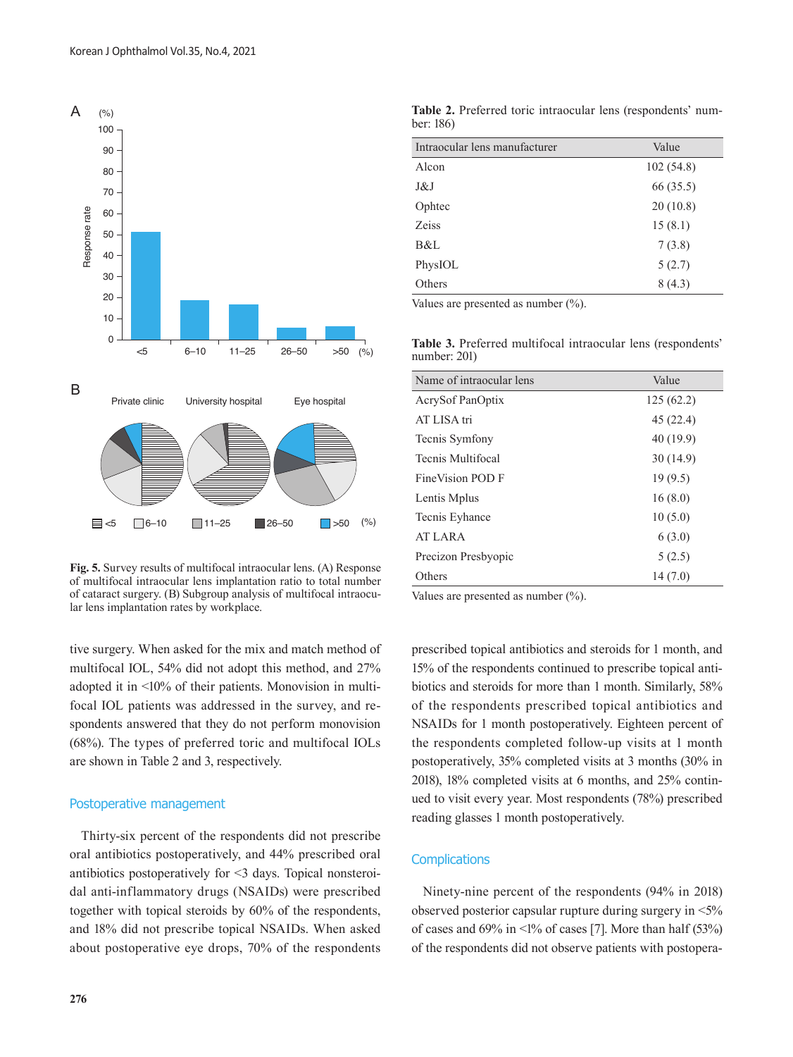Fig. 5. Survey results of multifocal intraocular lens. (A) Response of multifocal intraocular lens implantation ratio to total number of cataract surgery. (B) Subgroup analysis of multifocal intraocular lens implantation rates by workplace.

tive surgery. When asked for the mix and match method of multifocal IOL, 54% did not adopt this method, and 27% adopted it in <10% of their patients. Monovision in multifocal IOL patients was addressed in the survey, and respondents answered that they do not perform monovision (68%). The types of preferred toric and multifocal IOLs are shown in Table 2 and 3, respectively.

**Table 2.** Preferred toric intraocular lens (respondents' number: 186)

| Intraocular lens manufacturer | Value |
|---|---|
| Alcon | 102 (54.8) |
| J&J | 66 (35.5) |
| Ophtec | 20 (10.8) |
| Zeiss | 15 (8.1) |
| B&L | 7 (3.8) |
| PhysIOL | 5 (2.7) |
| Others | 8 (4.3) |

Values are presented as number (%).

**Table 3.** Preferred multifocal intraocular lens (respondents' number: 201)

| Name of intraocular lens | Value |
|---|---|
| AcrySof PanOptix | 125 (62.2) |
| AT LISA tri | 45 (22.4) |
| Tecnis Symfony | 40 (19.9) |
| Tecnis Multifocal | 30 (14.9) |
| FineVision POD F | 19 (9.5) |
| Lentis Mplus | 16 (8.0) |
| Tecnis Eyhance | 10 (5.0) |
| AT LARA | 6 (3.0) |
| Precizon Presbyopic | 5 (2.5) |
| Others | 14 (7.0) |

Values are presented as number (%).

## Postoperative management

Thirty-six percent of the respondents did not prescribe oral antibiotics postoperatively, and 44% prescribed oral antibiotics postoperatively for <3 days. Topical nonsteroidal anti-inflammatory drugs (NSAIDs) were prescribed together with topical steroids by 60% of the respondents, and 18% did not prescribe topical NSAIDs. When asked about postoperative eye drops, 70% of the respondents prescribed topical antibiotics and steroids for 1 month, and 15% of the respondents continued to prescribe topical antibiotics and steroids for more than 1 month. Similarly, 58% of the respondents prescribed topical antibiotics and NSAIDs for 1 month postoperatively. Eighteen percent of the respondents completed follow-up visits at 1 month postoperatively, 35% completed visits at 3 months (30% in 2018), 18% completed visits at 6 months, and 25% continued to visit every year. Most respondents (78%) prescribed reading glasses 1 month postoperatively.

## Complications

Ninety-nine percent of the respondents (94% in 2018) observed posterior capsular rupture during surgery in <5% of cases and 69% in <1% of cases [7]. More than half (53%) of the respondents did not observe patients with postopera-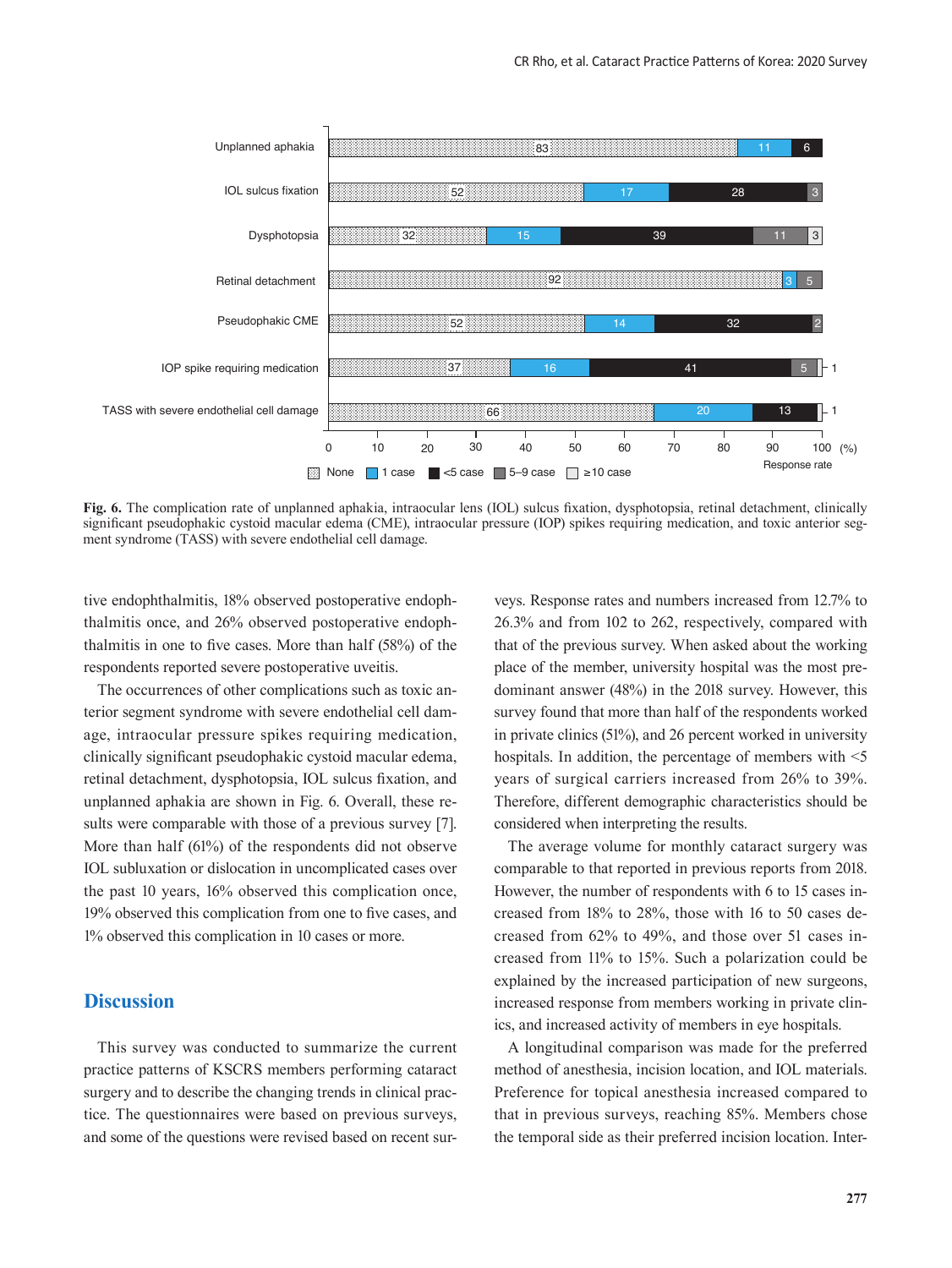**Fig. 6.** The complication rate of unplanned aphakia, intraocular lens (IOL) sulcus fixation, dysphotopsia, retinal detachment, clinically significant pseudophakic cystoid macular edema (CME), intraocular pressure (IOP) spikes requiring medication, and toxic anterior segment syndrome (TASS) with severe endothelial cell damage.

tive endophthalmitis, 18% observed postoperative endophthalmitis once, and 26% observed postoperative endophthalmitis in one to five cases. More than half (58%) of the respondents reported severe postoperative uveitis.

The occurrences of other complications such as toxic anterior segment syndrome with severe endothelial cell damage, intraocular pressure spikes requiring medication, clinically significant pseudophakic cystoid macular edema, retinal detachment, dysphotopsia, IOL sulcus fixation, and unplanned aphakia are shown in Fig. 6. Overall, these results were comparable with those of a previous survey [7]. More than half (61%) of the respondents did not observe IOL subluxation or dislocation in uncomplicated cases over the past 10 years, 16% observed this complication once, 19% observed this complication from one to five cases, and 1% observed this complication in 10 cases or more.

## Discussion

This survey was conducted to summarize the current practice patterns of KSCRS members performing cataract surgery and to describe the changing trends in clinical practice. The questionnaires were based on previous surveys, and some of the questions were revised based on recent surveys. Response rates and numbers increased from 12.7% to 26.3% and from 102 to 262, respectively, compared with that of the previous survey. When asked about the working place of the member, university hospital was the most predominant answer (48%) in the 2018 survey. However, this survey found that more than half of the respondents worked in private clinics (51%), and 26 percent worked in university hospitals. In addition, the percentage of members with <5 years of surgical carriers increased from 26% to 39%. Therefore, different demographic characteristics should be considered when interpreting the results.

The average volume for monthly cataract surgery was comparable to that reported in previous reports from 2018. However, the number of respondents with 6 to 15 cases increased from 18% to 28%, those with 16 to 50 cases decreased from 62% to 49%, and those over 51 cases increased from 11% to 15%. Such a polarization could be explained by the increased participation of new surgeons, increased response from members working in private clinics, and increased activity of members in eye hospitals.

A longitudinal comparison was made for the preferred method of anesthesia, incision location, and IOL materials. Preference for topical anesthesia increased compared to that in previous surveys, reaching 85%. Members chose the temporal side as their preferred incision location. Inter-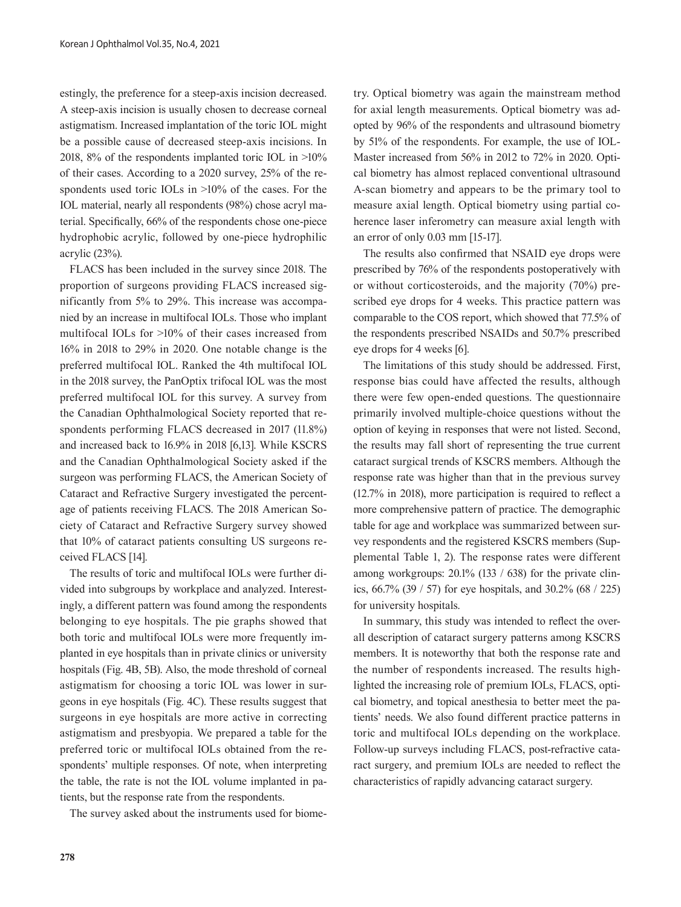estingly, the preference for a steep-axis incision decreased. A steep-axis incision is usually chosen to decrease corneal astigmatism. Increased implantation of the toric IOL might be a possible cause of decreased steep-axis incisions. In 2018, 8% of the respondents implanted toric IOL in >10% of their cases. According to a 2020 survey, 25% of the respondents used toric IOLs in >10% of the cases. For the IOL material, nearly all respondents (98%) chose acryl material. Specifically, 66% of the respondents chose one-piece hydrophobic acrylic, followed by one-piece hydrophilic acrylic (23%).

FLACS has been included in the survey since 2018. The proportion of surgeons providing FLACS increased significantly from 5% to 29%. This increase was accompanied by an increase in multifocal IOLs. Those who implant multifocal IOLs for >10% of their cases increased from 16% in 2018 to 29% in 2020. One notable change is the preferred multifocal IOL. Ranked the 4th multifocal IOL in the 2018 survey, the PanOptix trifocal IOL was the most preferred multifocal IOL for this survey. A survey from the Canadian Ophthalmological Society reported that respondents performing FLACS decreased in 2017 (11.8%) and increased back to 16.9% in 2018 [6,13]. While KSCRS and the Canadian Ophthalmological Society asked if the surgeon was performing FLACS, the American Society of Cataract and Refractive Surgery investigated the percentage of patients receiving FLACS. The 2018 American Society of Cataract and Refractive Surgery survey showed that 10% of cataract patients consulting US surgeons received FLACS [14].

The results of toric and multifocal IOLs were further divided into subgroups by workplace and analyzed. Interestingly, a different pattern was found among the respondents belonging to eye hospitals. The pie graphs showed that both toric and multifocal IOLs were more frequently implanted in eye hospitals than in private clinics or university hospitals (Fig. 4B, 5B). Also, the mode threshold of corneal astigmatism for choosing a toric IOL was lower in surgeons in eye hospitals (Fig. 4C). These results suggest that surgeons in eye hospitals are more active in correcting astigmatism and presbyopia. We prepared a table for the preferred toric or multifocal IOLs obtained from the respondents' multiple responses. Of note, when interpreting the table, the rate is not the IOL volume implanted in patients, but the response rate from the respondents.

The survey asked about the instruments used for biometry. Optical biometry was again the mainstream method for axial length measurements. Optical biometry was adopted by 96% of the respondents and ultrasound biometry by 51% of the respondents. For example, the use of IOL-Master increased from 56% in 2012 to 72% in 2020. Optical biometry has almost replaced conventional ultrasound A-scan biometry and appears to be the primary tool to measure axial length. Optical biometry using partial coherence laser inferometry can measure axial length with an error of only 0.03 mm [15-17].

The results also confirmed that NSAID eye drops were prescribed by 76% of the respondents postoperatively with or without corticosteroids, and the majority (70%) prescribed eye drops for 4 weeks. This practice pattern was comparable to the COS report, which showed that 77.5% of the respondents prescribed NSAIDs and 50.7% prescribed eye drops for 4 weeks [6].

The limitations of this study should be addressed. First, response bias could have affected the results, although there were few open-ended questions. The questionnaire primarily involved multiple-choice questions without the option of keying in responses that were not listed. Second, the results may fall short of representing the true current cataract surgical trends of KSCRS members. Although the response rate was higher than that in the previous survey (12.7% in 2018), more participation is required to reflect a more comprehensive pattern of practice. The demographic table for age and workplace was summarized between survey respondents and the registered KSCRS members (Supplemental Table 1, 2). The response rates were different among workgroups: 20.1% (133 / 638) for the private clinics, 66.7% (39 / 57) for eye hospitals, and 30.2% (68 / 225) for university hospitals.

In summary, this study was intended to reflect the overall description of cataract surgery patterns among KSCRS members. It is noteworthy that both the response rate and the number of respondents increased. The results highlighted the increasing role of premium IOLs, FLACS, optical biometry, and topical anesthesia to better meet the patients' needs. We also found different practice patterns in toric and multifocal IOLs depending on the workplace. Follow-up surveys including FLACS, post-refractive cataract surgery, and premium IOLs are needed to reflect the characteristics of rapidly advancing cataract surgery.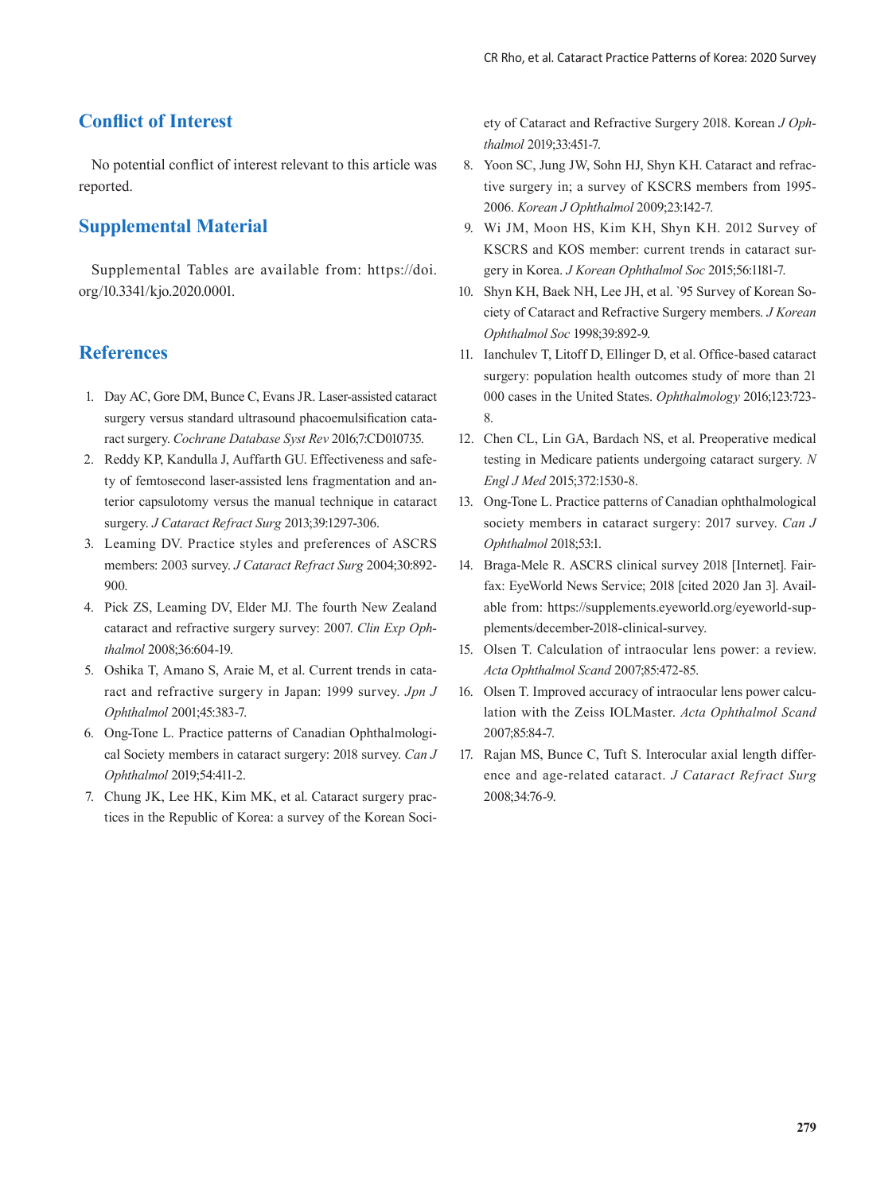## Conflict of Interest

No potential conflict of interest relevant to this article was reported.

## Supplemental Material

Supplemental Tables are available from: https://doi.org/10.3341/kjo.2020.0001.

## References

1. Day AC, Gore DM, Bunce C, Evans JR. Laser-assisted cataract surgery versus standard ultrasound phacoemulsification cataract surgery. *Cochrane Database Syst Rev* 2016;7:CD010735.
2. Reddy KP, Kandulla J, Auffarth GU. Effectiveness and safety of femtosecond laser-assisted lens fragmentation and anterior capsulotomy versus the manual technique in cataract surgery. *J Cataract Refract Surg* 2013;39:1297-306.
3. Leaming DV. Practice styles and preferences of ASCRS members: 2003 survey. *J Cataract Refract Surg* 2004;30:892-900.
4. Pick ZS, Leaming DV, Elder MJ. The fourth New Zealand cataract and refractive surgery survey: 2007. *Clin Exp Ophthalmol* 2008;36:604-19.
5. Oshika T, Amano S, Araie M, et al. Current trends in cataract and refractive surgery in Japan: 1999 survey. *Jpn J Ophthalmol* 2001;45:383-7.
6. Ong-Tone L. Practice patterns of Canadian Ophthalmological Society members in cataract surgery: 2018 survey. *Can J Ophthalmol* 2019;54:411-2.
7. Chung JK, Lee HK, Kim MK, et al. Cataract surgery practices in the Republic of Korea: a survey of the Korean Society of Cataract and Refractive Surgery 2018. Korean *J Ophthalmol* 2019;33:451-7.
8. Yoon SC, Jung JW, Sohn HJ, Shyn KH. Cataract and refractive surgery in; a survey of KSCRS members from 1995-2006. *Korean J Ophthalmol* 2009;23:142-7.
9. Wi JM, Moon HS, Kim KH, Shyn KH. 2012 Survey of KSCRS and KOS member: current trends in cataract surgery in Korea. *J Korean Ophthalmol Soc* 2015;56:1181-7.
10. Shyn KH, Baek NH, Lee JH, et al. `95 Survey of Korean Society of Cataract and Refractive Surgery members. *J Korean Ophthalmol Soc* 1998;39:892-9.
11. Ianchulev T, Litoff D, Ellinger D, et al. Office-based cataract surgery: population health outcomes study of more than 21 000 cases in the United States. *Ophthalmology* 2016;123:723-8.
12. Chen CL, Lin GA, Bardach NS, et al. Preoperative medical testing in Medicare patients undergoing cataract surgery. *N Engl J Med* 2015;372:1530-8.
13. Ong-Tone L. Practice patterns of Canadian ophthalmological society members in cataract surgery: 2017 survey. *Can J Ophthalmol* 2018;53:1.
14. Braga-Mele R. ASCRS clinical survey 2018 [Internet]. Fairfax: EyeWorld News Service; 2018 [cited 2020 Jan 3]. Available from: https://supplements.eyeworld.org/eyeworld-supplements/december-2018-clinical-survey.
15. Olsen T. Calculation of intraocular lens power: a review. *Acta Ophthalmol Scand* 2007;85:472-85.
16. Olsen T. Improved accuracy of intraocular lens power calculation with the Zeiss IOLMaster. *Acta Ophthalmol Scand* 2007;85:84-7.
17. Rajan MS, Bunce C, Tuft S. Interocular axial length difference and age-related cataract. *J Cataract Refract Surg* 2008;34:76-9.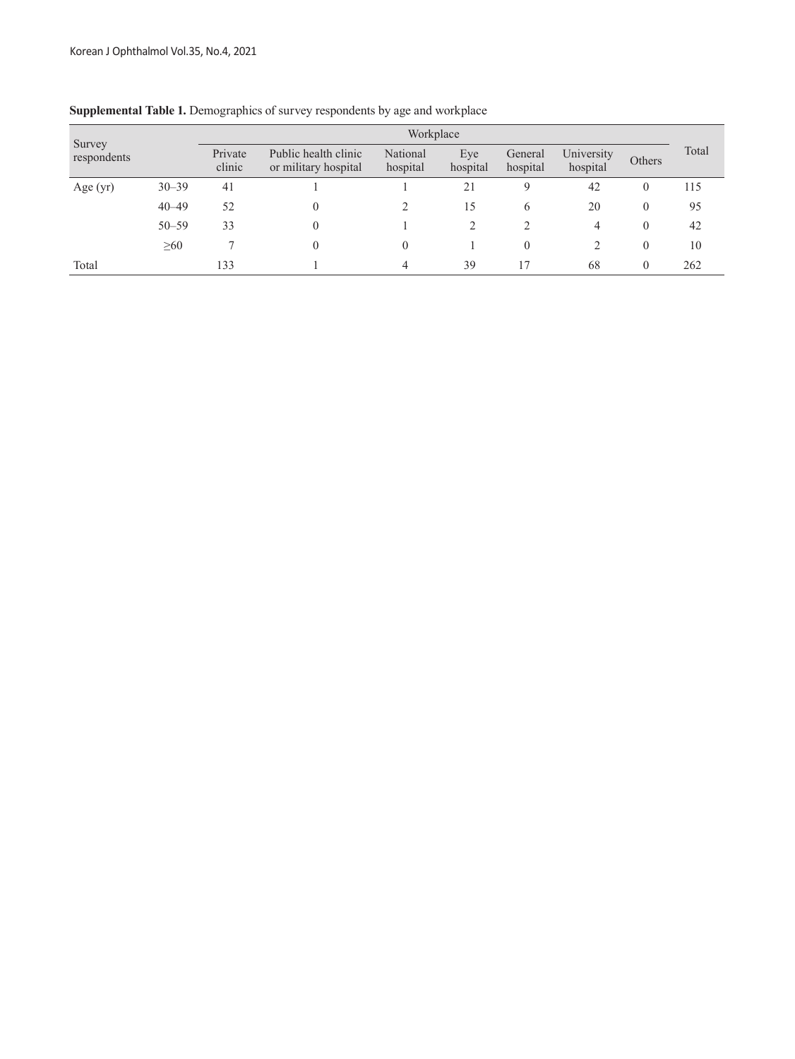**Supplemental Table 1.** Demographics of survey respondents by age and workplace

| Survey respondents | | Workplace | | | | | | | Total |
|---|---|---|---|---|---|---|---|---|---|
| | | Private clinic | Public health clinic or military hospital | National hospital | Eye hospital | General hospital | University hospital | Others | |
| Age (yr) | 30–39 | 41 | 1 | 1 | 21 | 9 | 42 | 0 | 115 |
| | 40–49 | 52 | 0 | 2 | 15 | 6 | 20 | 0 | 95 |
| | 50–59 | 33 | 0 | 1 | 2 | 2 | 4 | 0 | 42 |
| | ≥60 | 7 | 0 | 0 | 1 | 0 | 2 | 0 | 10 |
| Total | | 133 | 1 | 4 | 39 | 17 | 68 | 0 | 262 |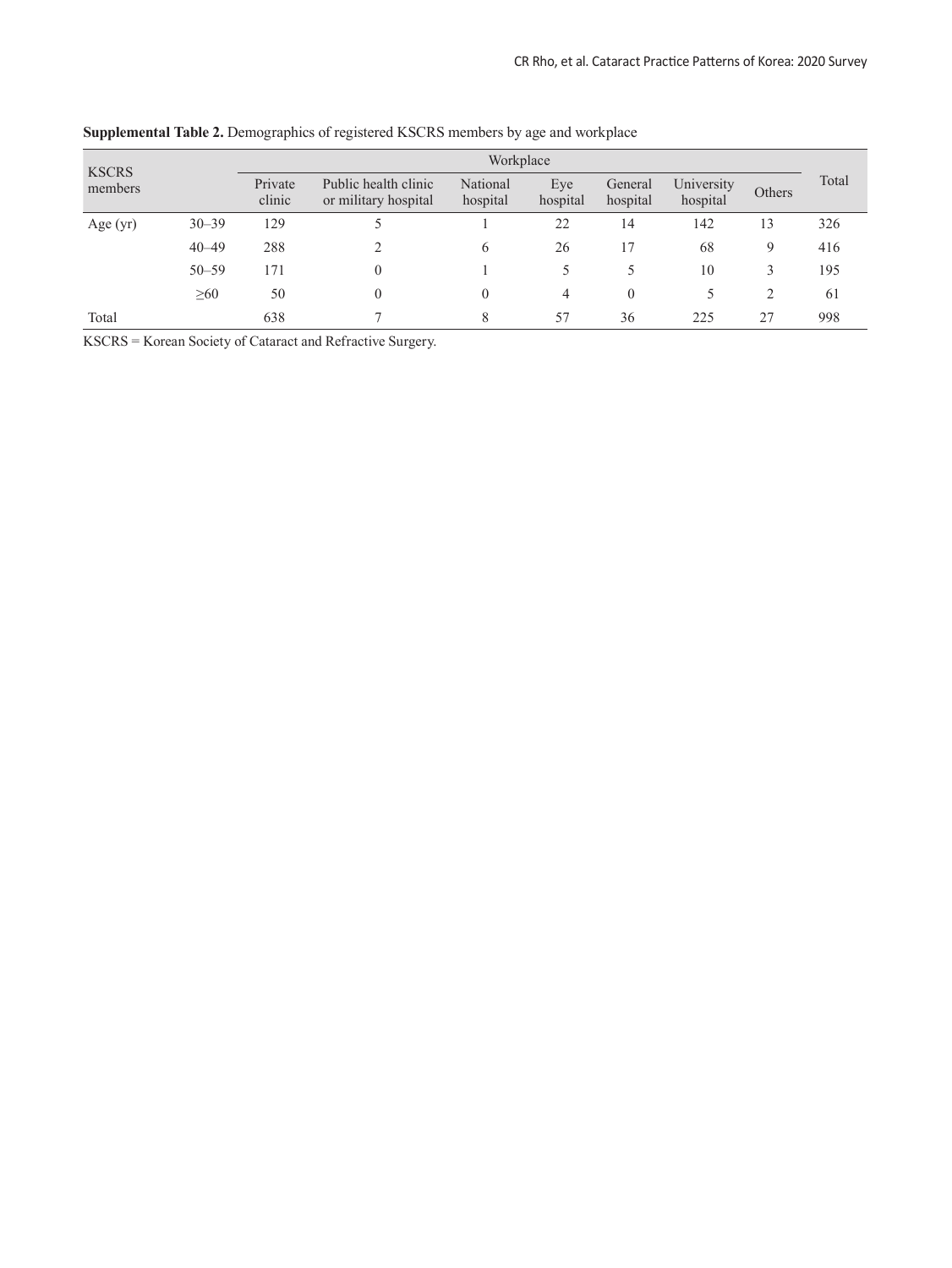**Supplemental Table 2.** Demographics of registered KSCRS members by age and workplace

| KSCRS members | | Workplace | | | | | | | Total |
|---|---|---|---|---|---|---|---|---|---|
| | | Private clinic | Public health clinic or military hospital | National hospital | Eye hospital | General hospital | University hospital | Others | |
| Age (yr) | 30–39 | 129 | 5 | 1 | 22 | 14 | 142 | 13 | 326 |
| | 40–49 | 288 | 2 | 6 | 26 | 17 | 68 | 9 | 416 |
| | 50–59 | 171 | 0 | 1 | 5 | 5 | 10 | 3 | 195 |
| | ≥60 | 50 | 0 | 0 | 4 | 0 | 5 | 2 | 61 |
| Total | | 638 | 7 | 8 | 57 | 36 | 225 | 27 | 998 |

KSCRS = Korean Society of Cataract and Refractive Surgery.